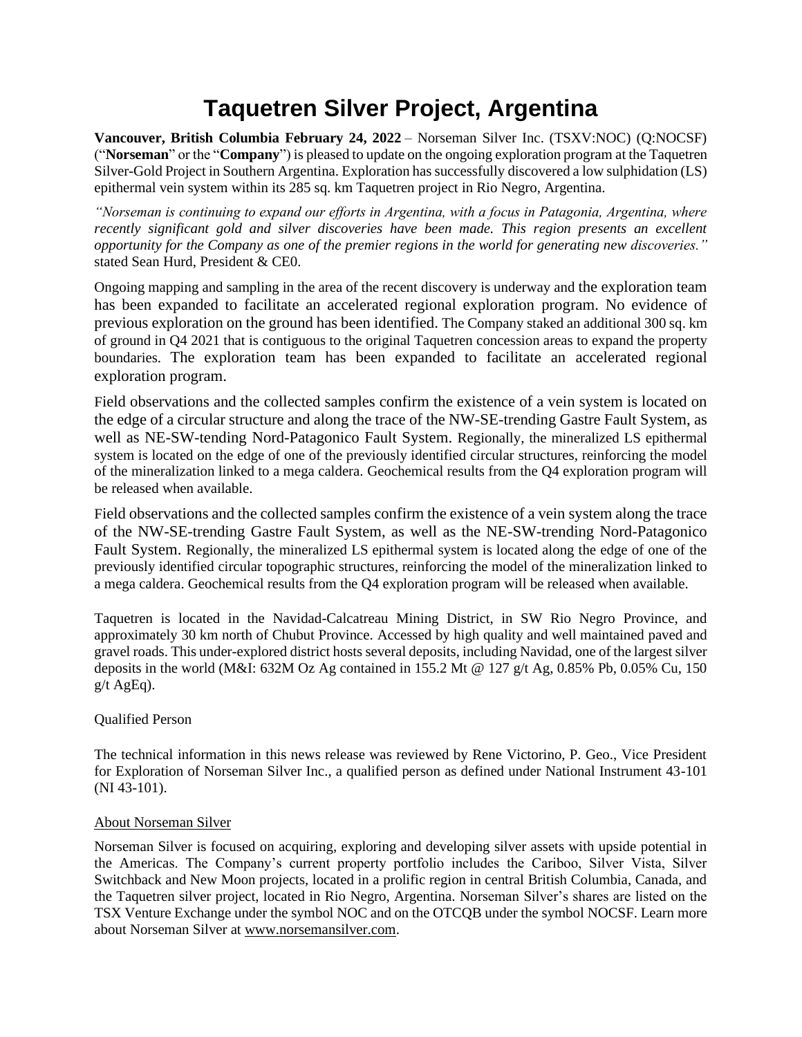# Taquetren Silver Project, Argentina

**Vancouver, British Columbia February 24, 2022** – Norseman Silver Inc. (TSXV:NOC) (Q:NOCSF) ("**Norseman**" or the "**Company**") is pleased to update on the ongoing exploration program at the Taquetren Silver-Gold Project in Southern Argentina. Exploration has successfully discovered a low sulphidation (LS) epithermal vein system within its 285 sq. km Taquetren project in Rio Negro, Argentina.

*"Norseman is continuing to expand our efforts in Argentina, with a focus in Patagonia, Argentina, where recently significant gold and silver discoveries have been made. This region presents an excellent opportunity for the Company as one of the premier regions in the world for generating new discoveries."* stated Sean Hurd, President & CE0.

Ongoing mapping and sampling in the area of the recent discovery is underway and the exploration team has been expanded to facilitate an accelerated regional exploration program. No evidence of previous exploration on the ground has been identified. The Company staked an additional 300 sq. km of ground in Q4 2021 that is contiguous to the original Taquetren concession areas to expand the property boundaries. The exploration team has been expanded to facilitate an accelerated regional exploration program.

Field observations and the collected samples confirm the existence of a vein system is located on the edge of a circular structure and along the trace of the NW-SE-trending Gastre Fault System, as well as NE-SW-tending Nord-Patagonico Fault System. Regionally, the mineralized LS epithermal system is located on the edge of one of the previously identified circular structures, reinforcing the model of the mineralization linked to a mega caldera. Geochemical results from the Q4 exploration program will be released when available.

Field observations and the collected samples confirm the existence of a vein system along the trace of the NW-SE-trending Gastre Fault System, as well as the NE-SW-trending Nord-Patagonico Fault System. Regionally, the mineralized LS epithermal system is located along the edge of one of the previously identified circular topographic structures, reinforcing the model of the mineralization linked to a mega caldera. Geochemical results from the Q4 exploration program will be released when available.

Taquetren is located in the Navidad-Calcatreau Mining District, in SW Rio Negro Province, and approximately 30 km north of Chubut Province. Accessed by high quality and well maintained paved and gravel roads. This under-explored district hosts several deposits, including Navidad, one of the largest silver deposits in the world (M&I: 632M Oz Ag contained in 155.2 Mt @ 127 g/t Ag, 0.85% Pb, 0.05% Cu, 150 g/t AgEq).

Qualified Person

The technical information in this news release was reviewed by Rene Victorino, P. Geo., Vice President for Exploration of Norseman Silver Inc., a qualified person as defined under National Instrument 43-101 (NI 43-101).

About Norseman Silver

Norseman Silver is focused on acquiring, exploring and developing silver assets with upside potential in the Americas. The Company's current property portfolio includes the Cariboo, Silver Vista, Silver Switchback and New Moon projects, located in a prolific region in central British Columbia, Canada, and the Taquetren silver project, located in Rio Negro, Argentina. Norseman Silver's shares are listed on the TSX Venture Exchange under the symbol NOC and on the OTCQB under the symbol NOCSF. Learn more about Norseman Silver at www.norsemansilver.com.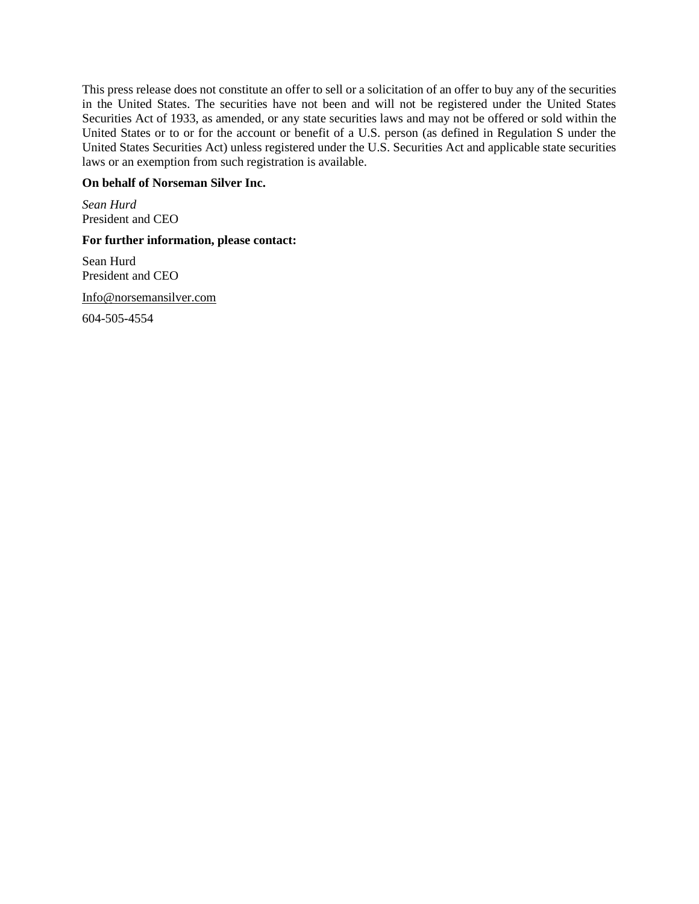This press release does not constitute an offer to sell or a solicitation of an offer to buy any of the securities in the United States. The securities have not been and will not be registered under the United States Securities Act of 1933, as amended, or any state securities laws and may not be offered or sold within the United States or to or for the account or benefit of a U.S. person (as defined in Regulation S under the United States Securities Act) unless registered under the U.S. Securities Act and applicable state securities laws or an exemption from such registration is available.

**On behalf of Norseman Silver Inc.**

*Sean Hurd*
President and CEO

**For further information, please contact:**

Sean Hurd
President and CEO

Info@norsemansilver.com

604-505-4554